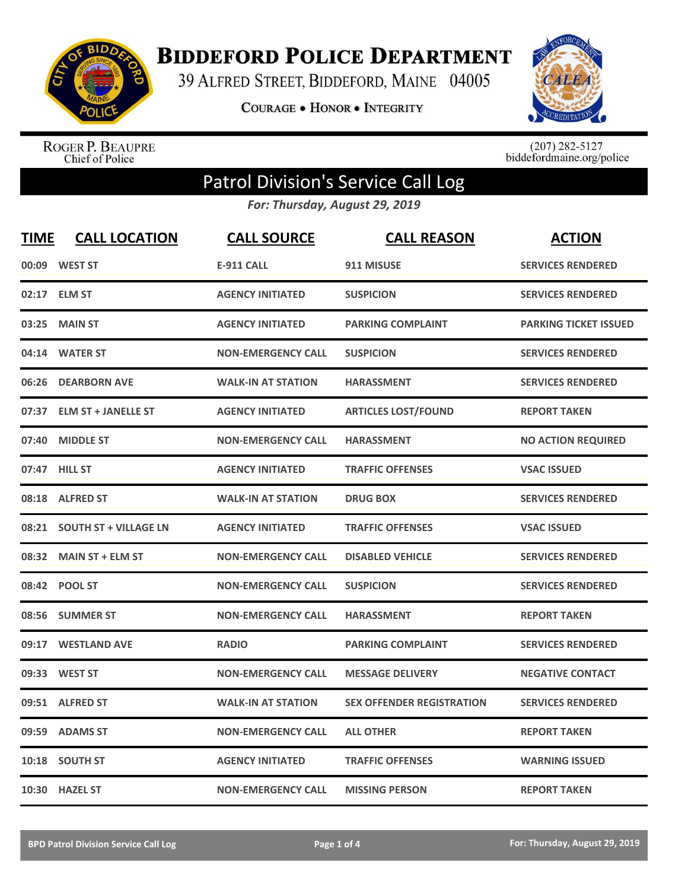# Biddeford Police Department

39 Alfred Street, Biddeford, Maine 04005

Courage • Honor • Integrity

Roger P. Beaupre
Chief of Police

(207) 282-5127
biddefordmaine.org/police

## Patrol Division's Service Call Log

*For: Thursday, August 29, 2019*

| TIME | CALL LOCATION | CALL SOURCE | CALL REASON | ACTION |
|---|---|---|---|---|
| 00:09 | WEST ST | E-911 CALL | 911 MISUSE | SERVICES RENDERED |
| 02:17 | ELM ST | AGENCY INITIATED | SUSPICION | SERVICES RENDERED |
| 03:25 | MAIN ST | AGENCY INITIATED | PARKING COMPLAINT | PARKING TICKET ISSUED |
| 04:14 | WATER ST | NON-EMERGENCY CALL | SUSPICION | SERVICES RENDERED |
| 06:26 | DEARBORN AVE | WALK-IN AT STATION | HARASSMENT | SERVICES RENDERED |
| 07:37 | ELM ST + JANELLE ST | AGENCY INITIATED | ARTICLES LOST/FOUND | REPORT TAKEN |
| 07:40 | MIDDLE ST | NON-EMERGENCY CALL | HARASSMENT | NO ACTION REQUIRED |
| 07:47 | HILL ST | AGENCY INITIATED | TRAFFIC OFFENSES | VSAC ISSUED |
| 08:18 | ALFRED ST | WALK-IN AT STATION | DRUG BOX | SERVICES RENDERED |
| 08:21 | SOUTH ST + VILLAGE LN | AGENCY INITIATED | TRAFFIC OFFENSES | VSAC ISSUED |
| 08:32 | MAIN ST + ELM ST | NON-EMERGENCY CALL | DISABLED VEHICLE | SERVICES RENDERED |
| 08:42 | POOL ST | NON-EMERGENCY CALL | SUSPICION | SERVICES RENDERED |
| 08:56 | SUMMER ST | NON-EMERGENCY CALL | HARASSMENT | REPORT TAKEN |
| 09:17 | WESTLAND AVE | RADIO | PARKING COMPLAINT | SERVICES RENDERED |
| 09:33 | WEST ST | NON-EMERGENCY CALL | MESSAGE DELIVERY | NEGATIVE CONTACT |
| 09:51 | ALFRED ST | WALK-IN AT STATION | SEX OFFENDER REGISTRATION | SERVICES RENDERED |
| 09:59 | ADAMS ST | NON-EMERGENCY CALL | ALL OTHER | REPORT TAKEN |
| 10:18 | SOUTH ST | AGENCY INITIATED | TRAFFIC OFFENSES | WARNING ISSUED |
| 10:30 | HAZEL ST | NON-EMERGENCY CALL | MISSING PERSON | REPORT TAKEN |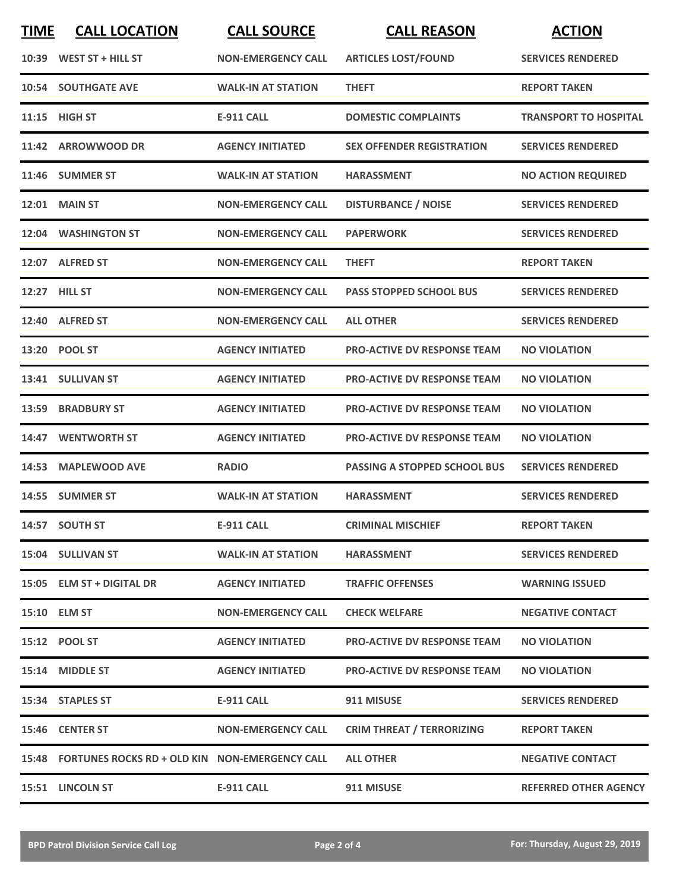| TIME | CALL LOCATION | CALL SOURCE | CALL REASON | ACTION |
| --- | --- | --- | --- | --- |
| 10:39 | WEST ST + HILL ST | NON-EMERGENCY CALL | ARTICLES LOST/FOUND | SERVICES RENDERED |
| 10:54 | SOUTHGATE AVE | WALK-IN AT STATION | THEFT | REPORT TAKEN |
| 11:15 | HIGH ST | E-911 CALL | DOMESTIC COMPLAINTS | TRANSPORT TO HOSPITAL |
| 11:42 | ARROWWOOD DR | AGENCY INITIATED | SEX OFFENDER REGISTRATION | SERVICES RENDERED |
| 11:46 | SUMMER ST | WALK-IN AT STATION | HARASSMENT | NO ACTION REQUIRED |
| 12:01 | MAIN ST | NON-EMERGENCY CALL | DISTURBANCE / NOISE | SERVICES RENDERED |
| 12:04 | WASHINGTON ST | NON-EMERGENCY CALL | PAPERWORK | SERVICES RENDERED |
| 12:07 | ALFRED ST | NON-EMERGENCY CALL | THEFT | REPORT TAKEN |
| 12:27 | HILL ST | NON-EMERGENCY CALL | PASS STOPPED SCHOOL BUS | SERVICES RENDERED |
| 12:40 | ALFRED ST | NON-EMERGENCY CALL | ALL OTHER | SERVICES RENDERED |
| 13:20 | POOL ST | AGENCY INITIATED | PRO-ACTIVE DV RESPONSE TEAM | NO VIOLATION |
| 13:41 | SULLIVAN ST | AGENCY INITIATED | PRO-ACTIVE DV RESPONSE TEAM | NO VIOLATION |
| 13:59 | BRADBURY ST | AGENCY INITIATED | PRO-ACTIVE DV RESPONSE TEAM | NO VIOLATION |
| 14:47 | WENTWORTH ST | AGENCY INITIATED | PRO-ACTIVE DV RESPONSE TEAM | NO VIOLATION |
| 14:53 | MAPLEWOOD AVE | RADIO | PASSING A STOPPED SCHOOL BUS | SERVICES RENDERED |
| 14:55 | SUMMER ST | WALK-IN AT STATION | HARASSMENT | SERVICES RENDERED |
| 14:57 | SOUTH ST | E-911 CALL | CRIMINAL MISCHIEF | REPORT TAKEN |
| 15:04 | SULLIVAN ST | WALK-IN AT STATION | HARASSMENT | SERVICES RENDERED |
| 15:05 | ELM ST + DIGITAL DR | AGENCY INITIATED | TRAFFIC OFFENSES | WARNING ISSUED |
| 15:10 | ELM ST | NON-EMERGENCY CALL | CHECK WELFARE | NEGATIVE CONTACT |
| 15:12 | POOL ST | AGENCY INITIATED | PRO-ACTIVE DV RESPONSE TEAM | NO VIOLATION |
| 15:14 | MIDDLE ST | AGENCY INITIATED | PRO-ACTIVE DV RESPONSE TEAM | NO VIOLATION |
| 15:34 | STAPLES ST | E-911 CALL | 911 MISUSE | SERVICES RENDERED |
| 15:46 | CENTER ST | NON-EMERGENCY CALL | CRIM THREAT / TERRORIZING | REPORT TAKEN |
| 15:48 | FORTUNES ROCKS RD + OLD KIN | NON-EMERGENCY CALL | ALL OTHER | NEGATIVE CONTACT |
| 15:51 | LINCOLN ST | E-911 CALL | 911 MISUSE | REFERRED OTHER AGENCY |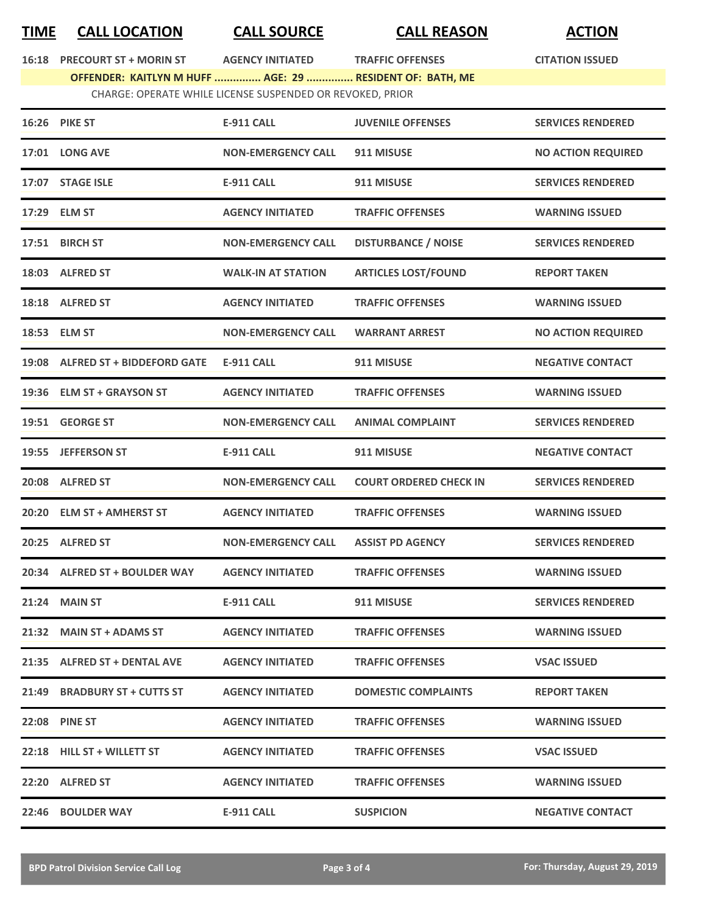| TIME | CALL LOCATION | CALL SOURCE | CALL REASON | ACTION |
|---|---|---|---|---|
| 16:18 | PRECOURT ST + MORIN ST | AGENCY INITIATED | TRAFFIC OFFENSES | CITATION ISSUED |
| | OFFENDER: KAITLYN M HUFF ............... AGE: 29 ............... RESIDENT OF: BATH, ME | | | |
| | CHARGE: OPERATE WHILE LICENSE SUSPENDED OR REVOKED, PRIOR | | | |
| 16:26 | PIKE ST | E-911 CALL | JUVENILE OFFENSES | SERVICES RENDERED |
| 17:01 | LONG AVE | NON-EMERGENCY CALL | 911 MISUSE | NO ACTION REQUIRED |
| 17:07 | STAGE ISLE | E-911 CALL | 911 MISUSE | SERVICES RENDERED |
| 17:29 | ELM ST | AGENCY INITIATED | TRAFFIC OFFENSES | WARNING ISSUED |
| 17:51 | BIRCH ST | NON-EMERGENCY CALL | DISTURBANCE / NOISE | SERVICES RENDERED |
| 18:03 | ALFRED ST | WALK-IN AT STATION | ARTICLES LOST/FOUND | REPORT TAKEN |
| 18:18 | ALFRED ST | AGENCY INITIATED | TRAFFIC OFFENSES | WARNING ISSUED |
| 18:53 | ELM ST | NON-EMERGENCY CALL | WARRANT ARREST | NO ACTION REQUIRED |
| 19:08 | ALFRED ST + BIDDEFORD GATE | E-911 CALL | 911 MISUSE | NEGATIVE CONTACT |
| 19:36 | ELM ST + GRAYSON ST | AGENCY INITIATED | TRAFFIC OFFENSES | WARNING ISSUED |
| 19:51 | GEORGE ST | NON-EMERGENCY CALL | ANIMAL COMPLAINT | SERVICES RENDERED |
| 19:55 | JEFFERSON ST | E-911 CALL | 911 MISUSE | NEGATIVE CONTACT |
| 20:08 | ALFRED ST | NON-EMERGENCY CALL | COURT ORDERED CHECK IN | SERVICES RENDERED |
| 20:20 | ELM ST + AMHERST ST | AGENCY INITIATED | TRAFFIC OFFENSES | WARNING ISSUED |
| 20:25 | ALFRED ST | NON-EMERGENCY CALL | ASSIST PD AGENCY | SERVICES RENDERED |
| 20:34 | ALFRED ST + BOULDER WAY | AGENCY INITIATED | TRAFFIC OFFENSES | WARNING ISSUED |
| 21:24 | MAIN ST | E-911 CALL | 911 MISUSE | SERVICES RENDERED |
| 21:32 | MAIN ST + ADAMS ST | AGENCY INITIATED | TRAFFIC OFFENSES | WARNING ISSUED |
| 21:35 | ALFRED ST + DENTAL AVE | AGENCY INITIATED | TRAFFIC OFFENSES | VSAC ISSUED |
| 21:49 | BRADBURY ST + CUTTS ST | AGENCY INITIATED | DOMESTIC COMPLAINTS | REPORT TAKEN |
| 22:08 | PINE ST | AGENCY INITIATED | TRAFFIC OFFENSES | WARNING ISSUED |
| 22:18 | HILL ST + WILLETT ST | AGENCY INITIATED | TRAFFIC OFFENSES | VSAC ISSUED |
| 22:20 | ALFRED ST | AGENCY INITIATED | TRAFFIC OFFENSES | WARNING ISSUED |
| 22:46 | BOULDER WAY | E-911 CALL | SUSPICION | NEGATIVE CONTACT |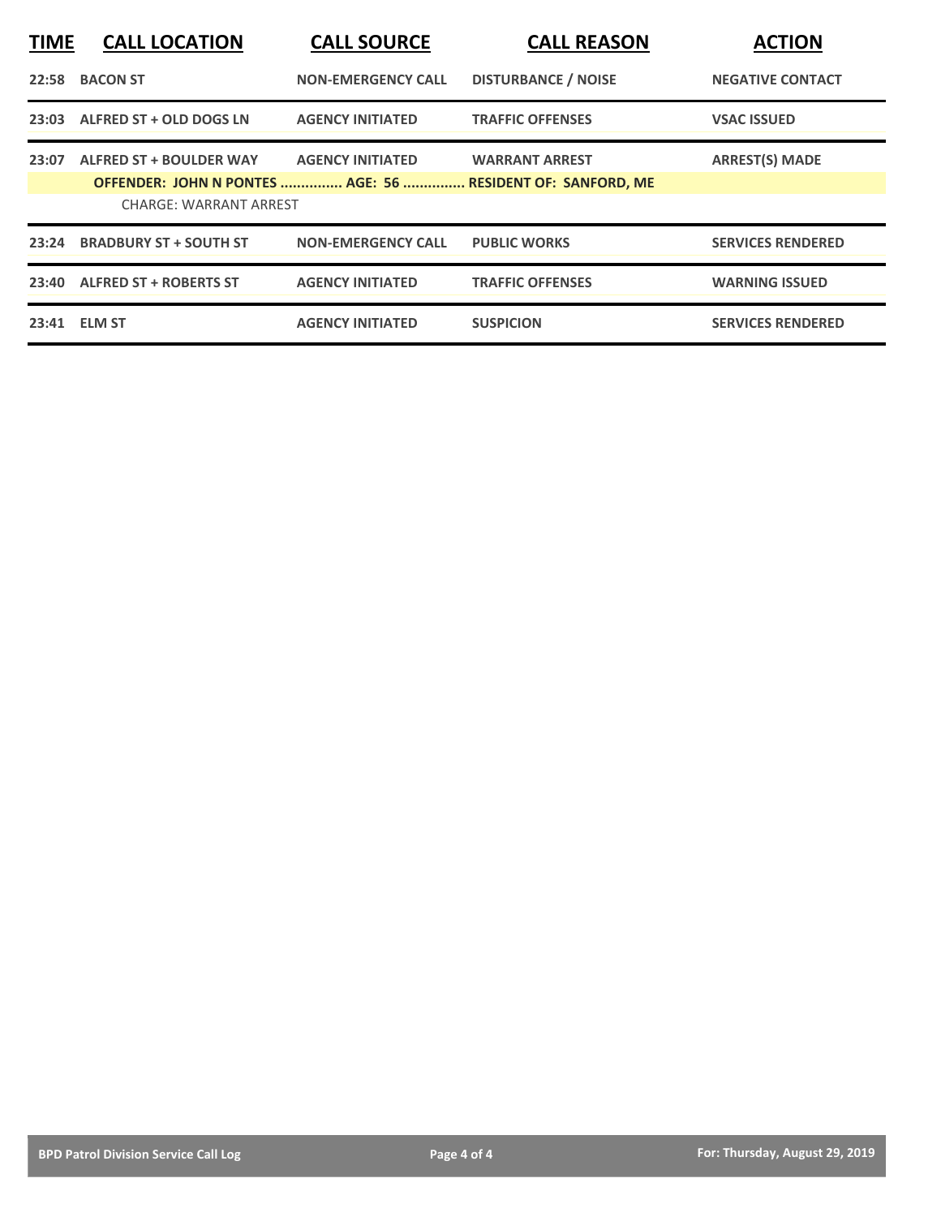| TIME | CALL LOCATION | CALL SOURCE | CALL REASON | ACTION |
|---|---|---|---|---|
| 22:58 | BACON ST | NON-EMERGENCY CALL | DISTURBANCE / NOISE | NEGATIVE CONTACT |
| 23:03 | ALFRED ST + OLD DOGS LN | AGENCY INITIATED | TRAFFIC OFFENSES | VSAC ISSUED |
| 23:07 | ALFRED ST + BOULDER WAY | AGENCY INITIATED | WARRANT ARREST | ARREST(S) MADE |
| | OFFENDER: JOHN N PONTES ............... AGE: 56 ............... RESIDENT OF: SANFORD, ME | | | |
| | CHARGE: WARRANT ARREST | | | |
| 23:24 | BRADBURY ST + SOUTH ST | NON-EMERGENCY CALL | PUBLIC WORKS | SERVICES RENDERED |
| 23:40 | ALFRED ST + ROBERTS ST | AGENCY INITIATED | TRAFFIC OFFENSES | WARNING ISSUED |
| 23:41 | ELM ST | AGENCY INITIATED | SUSPICION | SERVICES RENDERED |